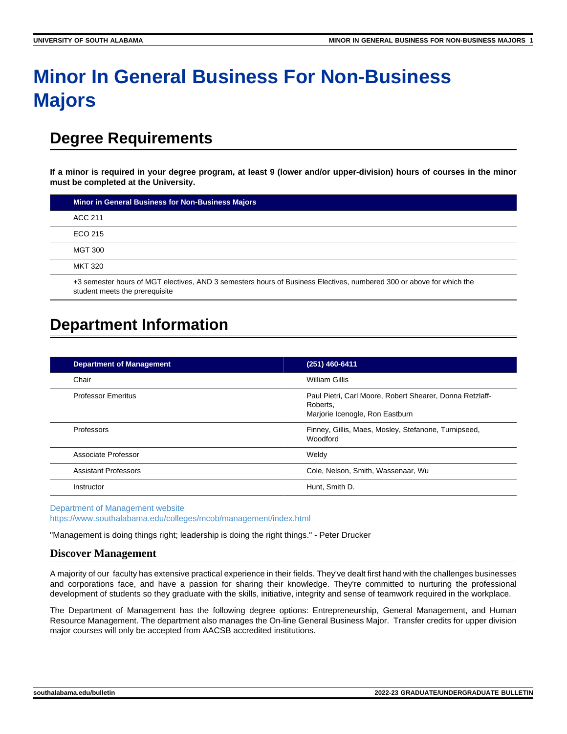# Minor In General Business For Non-Business Majors

## Degree Requirements

**If a minor is required in your degree program, at least 9 (lower and/or upper-division) hours of courses in the minor must be completed at the University.**

| Minor in General Business for Non-Business Majors |
|---|
| ACC 211 |
| ECO 215 |
| MGT 300 |
| MKT 320 |
| +3 semester hours of MGT electives, AND 3 semesters hours of Business Electives, numbered 300 or above for which the student meets the prerequisite |

## Department Information

| Department of Management | (251) 460-6411 |
|---|---|
| Chair | William Gillis |
| Professor Emeritus | Paul Pietri, Carl Moore, Robert Shearer, Donna Retzlaff-Roberts, Marjorie Icenogle, Ron Eastburn |
| Professors | Finney, Gillis, Maes, Mosley, Stefanone, Turnipseed, Woodford |
| Associate Professor | Weldy |
| Assistant Professors | Cole, Nelson, Smith, Wassenaar, Wu |
| Instructor | Hunt, Smith D. |

Department of Management website
https://www.southalabama.edu/colleges/mcob/management/index.html

"Management is doing things right; leadership is doing the right things." - Peter Drucker

### Discover Management

A majority of our faculty has extensive practical experience in their fields. They've dealt first hand with the challenges businesses and corporations face, and have a passion for sharing their knowledge. They're committed to nurturing the professional development of students so they graduate with the skills, initiative, integrity and sense of teamwork required in the workplace.

The Department of Management has the following degree options: Entrepreneurship, General Management, and Human Resource Management. The department also manages the On-line General Business Major. Transfer credits for upper division major courses will only be accepted from AACSB accredited institutions.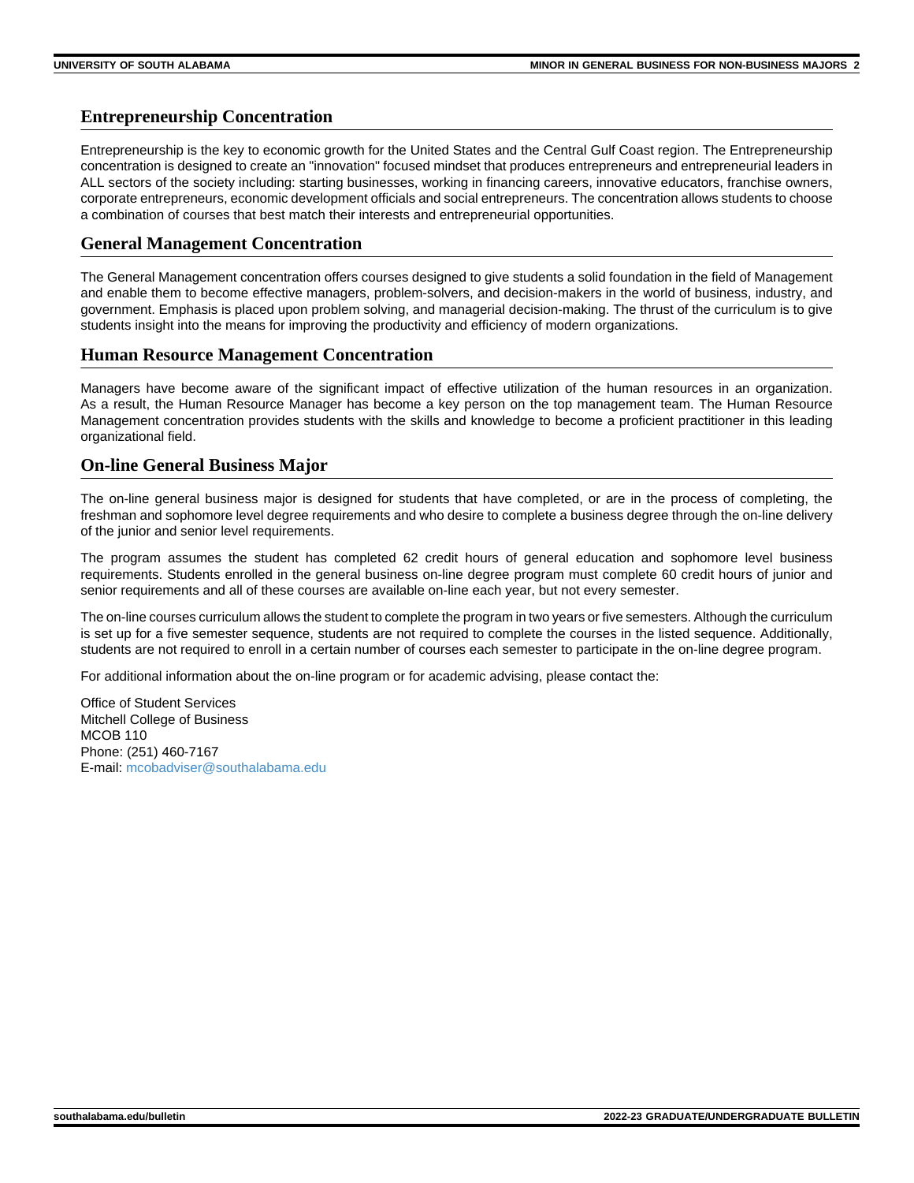## Entrepreneurship Concentration

Entrepreneurship is the key to economic growth for the United States and the Central Gulf Coast region. The Entrepreneurship concentration is designed to create an "innovation" focused mindset that produces entrepreneurs and entrepreneurial leaders in ALL sectors of the society including: starting businesses, working in financing careers, innovative educators, franchise owners, corporate entrepreneurs, economic development officials and social entrepreneurs. The concentration allows students to choose a combination of courses that best match their interests and entrepreneurial opportunities.

## General Management Concentration

The General Management concentration offers courses designed to give students a solid foundation in the field of Management and enable them to become effective managers, problem-solvers, and decision-makers in the world of business, industry, and government. Emphasis is placed upon problem solving, and managerial decision-making. The thrust of the curriculum is to give students insight into the means for improving the productivity and efficiency of modern organizations.

## Human Resource Management Concentration

Managers have become aware of the significant impact of effective utilization of the human resources in an organization. As a result, the Human Resource Manager has become a key person on the top management team. The Human Resource Management concentration provides students with the skills and knowledge to become a proficient practitioner in this leading organizational field.

## On-line General Business Major

The on-line general business major is designed for students that have completed, or are in the process of completing, the freshman and sophomore level degree requirements and who desire to complete a business degree through the on-line delivery of the junior and senior level requirements.

The program assumes the student has completed 62 credit hours of general education and sophomore level business requirements. Students enrolled in the general business on-line degree program must complete 60 credit hours of junior and senior requirements and all of these courses are available on-line each year, but not every semester.

The on-line courses curriculum allows the student to complete the program in two years or five semesters. Although the curriculum is set up for a five semester sequence, students are not required to complete the courses in the listed sequence. Additionally, students are not required to enroll in a certain number of courses each semester to participate in the on-line degree program.

For additional information about the on-line program or for academic advising, please contact the:

Office of Student Services
Mitchell College of Business
MCOB 110
Phone: (251) 460-7167
E-mail: mcobadviser@southalabama.edu